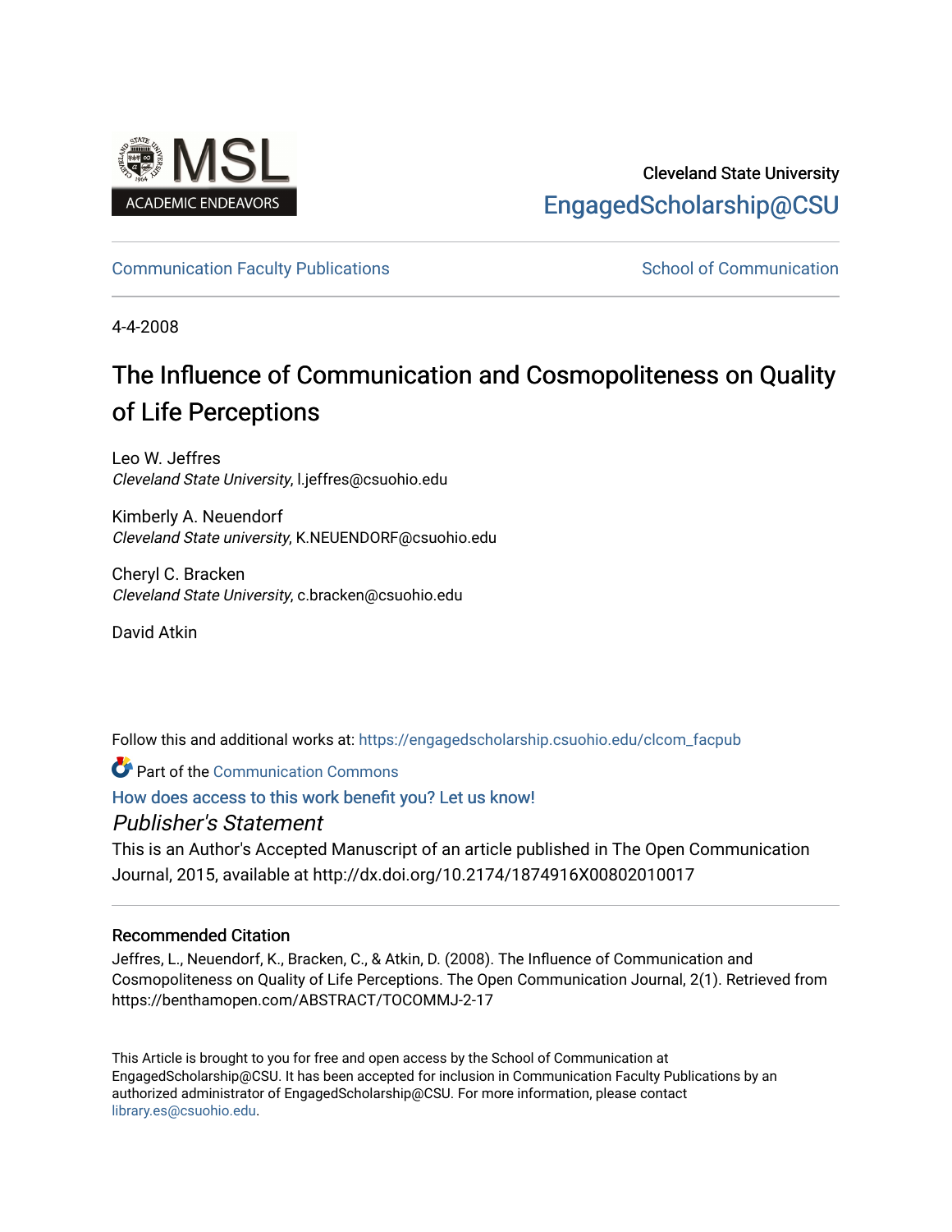Cleveland State University

EngagedScholarship@CSU

Communication Faculty Publications

School of Communication

4-4-2008

# The Influence of Communication and Cosmopoliteness on Quality of Life Perceptions

Leo W. Jeffres
*Cleveland State University*, l.jeffres@csuohio.edu

Kimberly A. Neuendorf
*Cleveland State university*, K.NEUENDORF@csuohio.edu

Cheryl C. Bracken
*Cleveland State University*, c.bracken@csuohio.edu

David Atkin

Follow this and additional works at: https://engagedscholarship.csuohio.edu/clcom_facpub

Part of the Communication Commons

How does access to this work benefit you? Let us know!

*Publisher's Statement*

This is an Author's Accepted Manuscript of an article published in The Open Communication Journal, 2015, available at http://dx.doi.org/10.2174/1874916X00802010017

### Recommended Citation

Jeffres, L., Neuendorf, K., Bracken, C., & Atkin, D. (2008). The Influence of Communication and Cosmopoliteness on Quality of Life Perceptions. The Open Communication Journal, 2(1). Retrieved from https://benthamopen.com/ABSTRACT/TOCOMMJ-2-17

This Article is brought to you for free and open access by the School of Communication at EngagedScholarship@CSU. It has been accepted for inclusion in Communication Faculty Publications by an authorized administrator of EngagedScholarship@CSU. For more information, please contact library.es@csuohio.edu.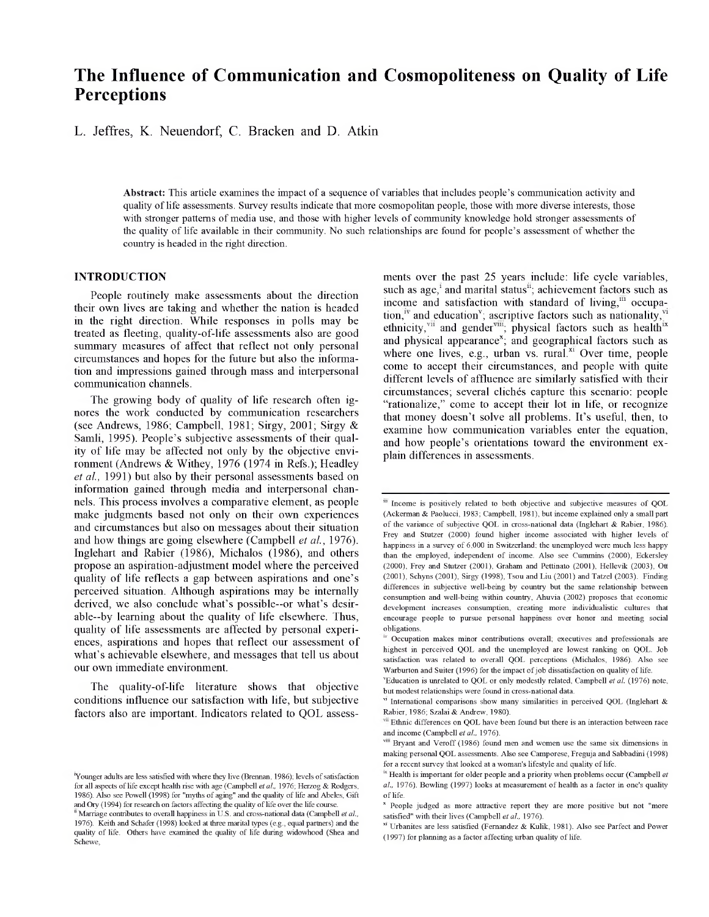# The Influence of Communication and Cosmopoliteness on Quality of Life Perceptions

L. Jeffres, K. Neuendorf, C. Bracken and D. Atkin

**Abstract:** This article examines the impact of a sequence of variables that includes people's communication activity and quality of life assessments. Survey results indicate that more cosmopolitan people, those with more diverse interests, those with stronger patterns of media use, and those with higher levels of community knowledge hold stronger assessments of the quality of life available in their community. No such relationships are found for people's assessment of whether the country is headed in the right direction.

## INTRODUCTION

People routinely make assessments about the direction their own lives are taking and whether the nation is headed in the right direction. While responses in polls may be treated as fleeting, quality-of-life assessments also are good summary measures of affect that reflect not only personal circumstances and hopes for the future but also the information and impressions gained through mass and interpersonal communication channels.

The growing body of quality of life research often ignores the work conducted by communication researchers (see Andrews, 1986; Campbell, 1981; Sirgy, 2001; Sirgy & Samli, 1995). People's subjective assessments of their quality of life may be affected not only by the objective environment (Andrews & Withey, 1976 (1974 in Refs.); Headley *et al.*, 1991) but also by their personal assessments based on information gained through media and interpersonal channels. This process involves a comparative element, as people make judgments based not only on their own experiences and circumstances but also on messages about their situation and how things are going elsewhere (Campbell *et al.*, 1976). Inglehart and Rabier (1986), Michalos (1986), and others propose an aspiration-adjustment model where the perceived quality of life reflects a gap between aspirations and one's perceived situation. Although aspirations may be internally derived, we also conclude what's possible--or what's desirable--by learning about the quality of life elsewhere. Thus, quality of life assessments are affected by personal experiences, aspirations and hopes that reflect our assessment of what's achievable elsewhere, and messages that tell us about our own immediate environment.

The quality-of-life literature shows that objective conditions influence our satisfaction with life, but subjective factors also are important. Indicators related to QOL assessments over the past 25 years include: life cycle variables, such as age,[i] and marital status[ii]; achievement factors such as income and satisfaction with standard of living,[iii] occupation,[iv] and education[v]; ascriptive factors such as nationality,[vi] ethnicity,[vii] and gender[viii]; physical factors such as health[ix] and physical appearance[x]; and geographical factors such as where one lives, e.g., urban vs. rural.[xi] Over time, people come to accept their circumstances, and people with quite different levels of affluence are similarly satisfied with their circumstances; several clichés capture this scenario: people "rationalize," come to accept their lot in life, or recognize that money doesn't solve all problems. It's useful, then, to examine how communication variables enter the equation, and how people's orientations toward the environment explain differences in assessments.

[i] Younger adults are less satisfied with where they live (Brennan, 1986); levels of satisfaction for all aspects of life except health rise with age (Campbell *et al.*, 1976; Herzog & Rodgers, 1986). Also see Powell (1998) for "myths of aging" and the quality of life and Abeles, Gift and Ory (1994) for research on factors affecting the quality of life over the life course.

[ii] Marriage contributes to overall happiness in U.S. and cross-national data (Campbell *et al.*, 1976). Keith and Schafer (1998) looked at three marital types (e.g., equal partners) and the quality of life. Others have examined the quality of life during widowhood (Shea and Schewe,

[iii] Income is positively related to both objective and subjective measures of QOL (Ackerman & Paolucci, 1983; Campbell, 1981), but income explained only a small part of the variance of subjective QOL in cross-national data (Inglehart & Rabier, 1986). Frey and Stutzer (2000) found higher income associated with higher levels of happiness in a survey of 6,000 in Switzerland; the unemployed were much less happy than the employed, independent of income. Also see Cummins (2000), Eckersley (2000), Frey and Stutzer (2001), Graham and Pettinato (2001), Hellevik (2003), Ott (2001), Schyns (2001), Sirgy (1998), Tsou and Liu (2001) and Tatzel (2003). Finding differences in subjective well-being by country but the same relationship between consumption and well-being within country, Ahuvia (2002) proposes that economic development increases consumption, creating more individualistic cultures that encourage people to pursue personal happiness over honor and meeting social obligations.

[iv] Occupation makes minor contributions overall; executives and professionals are highest in perceived QOL and the unemployed are lowest ranking on QOL. Job satisfaction was related to overall QOL perceptions (Michalos, 1986). Also see Warburton and Suiter (1996) for the impact of job dissatisfaction on quality of life.

[v] Education is unrelated to QOL or only modestly related, Campbell *et al.* (1976) note, but modest relationships were found in cross-national data.

[vi] International comparisons show many similarities in perceived QOL (Inglehart & Rabier, 1986; Szalai & Andrew, 1980).

[vii] Ethnic differences on QOL have been found but there is an interaction between race and income (Campbell *et al.*, 1976).

[viii] Bryant and Veroff (1986) found men and women use the same six dimensions in making personal QOL assessments. Also see Camporese, Freguja and Sabbadini (1998) for a recent survey that looked at a woman's lifestyle and quality of life.

[ix] Health is important for older people and a priority when problems occur (Campbell *et al.*, 1976). Bowling (1997) looks at measurement of health as a factor in one's quality of life.

[x] People judged as more attractive report they are more positive but not "more satisfied" with their lives (Campbell *et al.*, 1976).

[xi] Urbanites are less satisfied (Fernandez & Kulik, 1981). Also see Parfect and Power (1997) for planning as a factor affecting urban quality of life.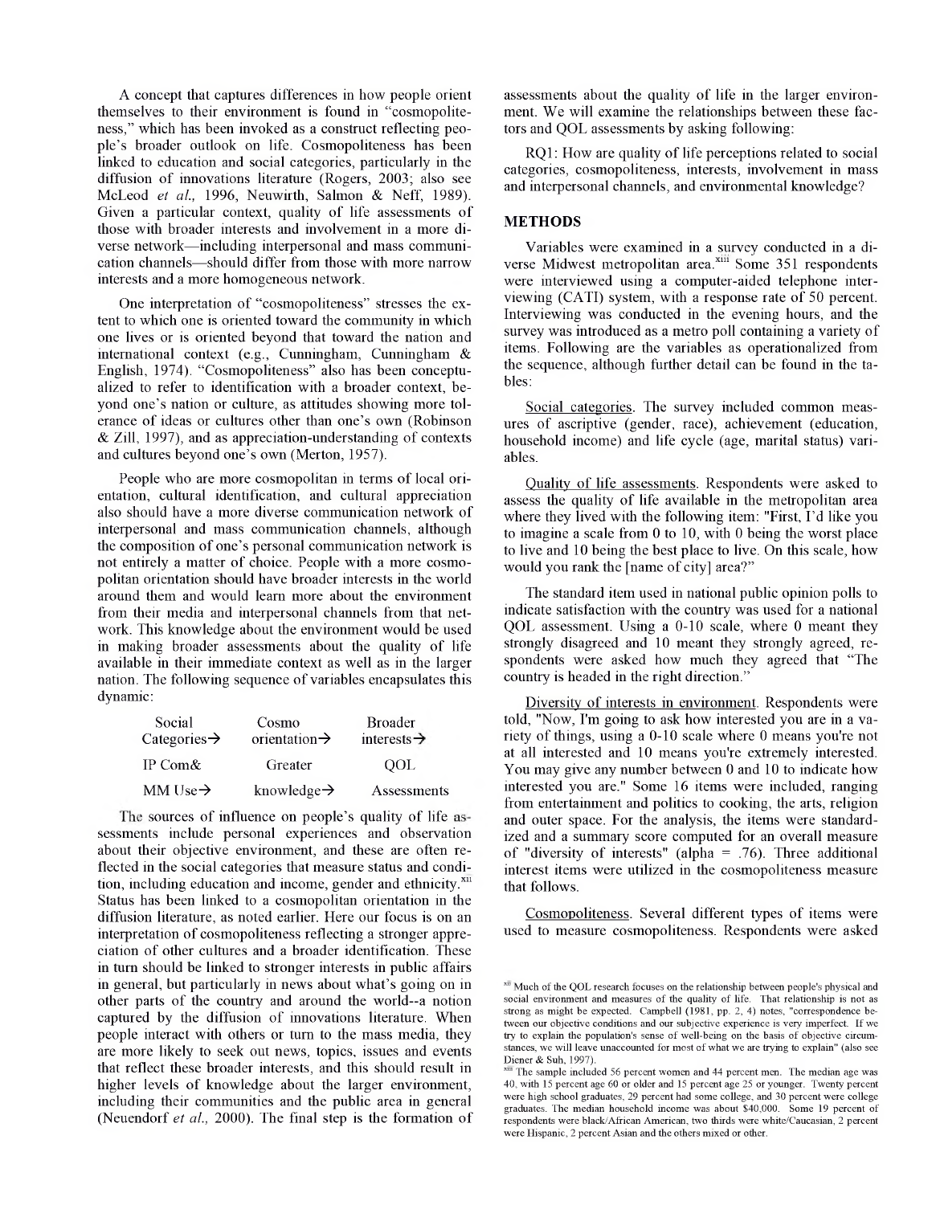A concept that captures differences in how people orient themselves to their environment is found in "cosmopoliteness," which has been invoked as a construct reflecting people's broader outlook on life. Cosmopoliteness has been linked to education and social categories, particularly in the diffusion of innovations literature (Rogers, 2003; also see McLeod *et al.,* 1996, Neuwirth, Salmon & Neff, 1989). Given a particular context, quality of life assessments of those with broader interests and involvement in a more diverse network—including interpersonal and mass communication channels—should differ from those with more narrow interests and a more homogeneous network.

One interpretation of "cosmopoliteness" stresses the extent to which one is oriented toward the community in which one lives or is oriented beyond that toward the nation and international context (e.g., Cunningham, Cunningham & English, 1974). "Cosmopoliteness" also has been conceptualized to refer to identification with a broader context, beyond one's nation or culture, as attitudes showing more tolerance of ideas or cultures other than one's own (Robinson & Zill, 1997), and as appreciation-understanding of contexts and cultures beyond one's own (Merton, 1957).

People who are more cosmopolitan in terms of local orientation, cultural identification, and cultural appreciation also should have a more diverse communication network of interpersonal and mass communication channels, although the composition of one's personal communication network is not entirely a matter of choice. People with a more cosmopolitan orientation should have broader interests in the world around them and would learn more about the environment from their media and interpersonal channels from that network. This knowledge about the environment would be used in making broader assessments about the quality of life available in their immediate context as well as in the larger nation. The following sequence of variables encapsulates this dynamic:

| Social Categories→ | Cosmo orientation→ | Broader interests→ |
|---|---|---|
| IP Com& | Greater | QOL |
| MM Use→ | knowledge→ | Assessments |

The sources of influence on people's quality of life assessments include personal experiences and observation about their objective environment, and these are often reflected in the social categories that measure status and condition, including education and income, gender and ethnicity.[xii] Status has been linked to a cosmopolitan orientation in the diffusion literature, as noted earlier. Here our focus is on an interpretation of cosmopoliteness reflecting a stronger appreciation of other cultures and a broader identification. These in turn should be linked to stronger interests in public affairs in general, but particularly in news about what's going on in other parts of the country and around the world--a notion captured by the diffusion of innovations literature. When people interact with others or turn to the mass media, they are more likely to seek out news, topics, issues and events that reflect these broader interests, and this should result in higher levels of knowledge about the larger environment, including their communities and the public area in general (Neuendorf *et al.,* 2000). The final step is the formation of assessments about the quality of life in the larger environment. We will examine the relationships between these factors and QOL assessments by asking following:

RQ1: How are quality of life perceptions related to social categories, cosmopoliteness, interests, involvement in mass and interpersonal channels, and environmental knowledge?

## METHODS

Variables were examined in a survey conducted in a diverse Midwest metropolitan area.[xiii] Some 351 respondents were interviewed using a computer-aided telephone interviewing (CATI) system, with a response rate of 50 percent. Interviewing was conducted in the evening hours, and the survey was introduced as a metro poll containing a variety of items. Following are the variables as operationalized from the sequence, although further detail can be found in the tables:

Social categories. The survey included common measures of ascriptive (gender, race), achievement (education, household income) and life cycle (age, marital status) variables.

Quality of life assessments. Respondents were asked to assess the quality of life available in the metropolitan area where they lived with the following item: "First, I'd like you to imagine a scale from 0 to 10, with 0 being the worst place to live and 10 being the best place to live. On this scale, how would you rank the [name of city] area?"

The standard item used in national public opinion polls to indicate satisfaction with the country was used for a national QOL assessment. Using a 0-10 scale, where 0 meant they strongly disagreed and 10 meant they strongly agreed, respondents were asked how much they agreed that "The country is headed in the right direction."

Diversity of interests in environment. Respondents were told, "Now, I'm going to ask how interested you are in a variety of things, using a 0-10 scale where 0 means you're not at all interested and 10 means you're extremely interested. You may give any number between 0 and 10 to indicate how interested you are." Some 16 items were included, ranging from entertainment and politics to cooking, the arts, religion and outer space. For the analysis, the items were standardized and a summary score computed for an overall measure of "diversity of interests" (alpha = .76). Three additional interest items were utilized in the cosmopoliteness measure that follows.

Cosmopoliteness. Several different types of items were used to measure cosmopoliteness. Respondents were asked

[xii] Much of the QOL research focuses on the relationship between people's physical and social environment and measures of the quality of life. That relationship is not as strong as might be expected. Campbell (1981, pp. 2, 4) notes, "correspondence between our objective conditions and our subjective experience is very imperfect. If we try to explain the population's sense of well-being on the basis of objective circumstances, we will leave unaccounted for most of what we are trying to explain" (also see Diener & Suh, 1997).

[xiii] The sample included 56 percent women and 44 percent men. The median age was 40, with 15 percent age 60 or older and 15 percent age 25 or younger. Twenty percent were high school graduates, 29 percent had some college, and 30 percent were college graduates. The median household income was about $40,000. Some 19 percent of respondents were black/African American, two thirds were white/Caucasian, 2 percent were Hispanic, 2 percent Asian and the others mixed or other.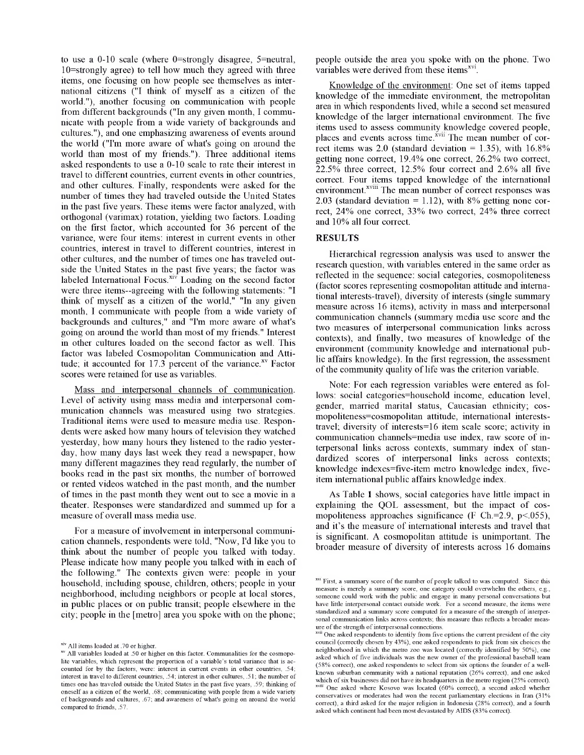to use a 0-10 scale (where 0=strongly disagree, 5=neutral, 10=strongly agree) to tell how much they agreed with three items, one focusing on how people see themselves as international citizens ("I think of myself as a citizen of the world."), another focusing on communication with people from different backgrounds ("In any given month, I communicate with people from a wide variety of backgrounds and cultures."), and one emphasizing awareness of events around the world ("I'm more aware of what's going on around the world than most of my friends."). Three additional items asked respondents to use a 0-10 scale to rate their interest in travel to different countries, current events in other countries, and other cultures. Finally, respondents were asked for the number of times they had traveled outside the United States in the past five years. These items were factor analyzed, with orthogonal (varimax) rotation, yielding two factors. Loading on the first factor, which accounted for 36 percent of the variance, were four items: interest in current events in other countries, interest in travel to different countries, interest in other cultures, and the number of times one has traveled outside the United States in the past five years; the factor was labeled International Focus.[xiv] Loading on the second factor were three items--agreeing with the following statements: "I think of myself as a citizen of the world," "In any given month, I communicate with people from a wide variety of backgrounds and cultures," and "I'm more aware of what's going on around the world than most of my friends." Interest in other cultures loaded on the second factor as well. This factor was labeled Cosmopolitan Communication and Attitude; it accounted for 17.3 percent of the variance.[xv] Factor scores were retained for use as variables.

Mass and interpersonal channels of communication. Level of activity using mass media and interpersonal communication channels was measured using two strategies. Traditional items were used to measure media use. Respondents were asked how many hours of television they watched yesterday, how many hours they listened to the radio yesterday, how many days last week they read a newspaper, how many different magazines they read regularly, the number of books read in the past six months, the number of borrowed or rented videos watched in the past month, and the number of times in the past month they went out to see a movie in a theater. Responses were standardized and summed up for a measure of overall mass media use.

For a measure of involvement in interpersonal communication channels, respondents were told, "Now, I'd like you to think about the number of people you talked with today. Please indicate how many people you talked with in each of the following." The contexts given were: people in your household, including spouse, children, others; people in your neighborhood, including neighbors or people at local stores, in public places or on public transit; people elsewhere in the city; people in the [metro] area you spoke with on the phone; people outside the area you spoke with on the phone. Two variables were derived from these items[xvi].

Knowledge of the environment: One set of items tapped knowledge of the immediate environment, the metropolitan area in which respondents lived, while a second set measured knowledge of the larger international environment. The five items used to assess community knowledge covered people, places and events across time.[xvii] The mean number of correct items was 2.0 (standard deviation = 1.35), with 16.8% getting none correct, 19.4% one correct, 26.2% two correct, 22.5% three correct, 12.5% four correct and 2.6% all five correct. Four items tapped knowledge of the international environment.[xviii] The mean number of correct responses was 2.03 (standard deviation = 1.12), with 8% getting none correct, 24% one correct, 33% two correct, 24% three correct and 10% all four correct.

## RESULTS

Hierarchical regression analysis was used to answer the research question, with variables entered in the same order as reflected in the sequence: social categories, cosmopoliteness (factor scores representing cosmopolitan attitude and international interests-travel), diversity of interests (single summary measure across 16 items), activity in mass and interpersonal communication channels (summary media use score and the two measures of interpersonal communication links across contexts), and finally, two measures of knowledge of the environment (community knowledge and international public affairs knowledge). In the first regression, the assessment of the community quality of life was the criterion variable.

Note: For each regression variables were entered as follows: social categories=household income, education level, gender, married marital status, Caucasian ethnicity; cosmopoliteness=cosmopolitan attitude, international interests-travel; diversity of interests=16 item scale score; activity in communication channels=media use index, raw score of interpersonal links across contexts, summary index of standardized scores of interpersonal links across contexts; knowledge indexes=five-item metro knowledge index, five-item international public affairs knowledge index.

As Table **1** shows, social categories have little impact in explaining the QOL assessment, but the impact of cosmopoliteness approaches significance (F Ch.=2.9, $p<.055$), and it's the measure of international interests and travel that is significant. A cosmopolitan attitude is unimportant. The broader measure of diversity of interests across 16 domains

---

[xiv] All items loaded at .70 or higher.

[xv] All variables loaded at .50 or higher on this factor. Communalities for the cosmopolite variables, which represent the proportion of a variable's total variance that is accounted for by the factors, were: interest in current events in other countries, .54; interest in travel to different countries, .54; interest in other cultures, .51; the number of times one has traveled outside the United States in the past five years, .59; thinking of oneself as a citizen of the world, .68; communicating with people from a wide variety of backgrounds and cultures, .67; and awareness of what's going on around the world compared to friends, .57.

[xvi] First, a summary score of the number of people talked to was computed. Since this measure is merely a summary score, one category could overwhelm the others, e.g., someone could work with the public and engage in many personal conversations but have little interpersonal contact outside work. For a second measure, the items were standardized and a summary score computed for a measure of the strength of interpersonal communication links across contexts; this measure thus reflects a broader measure of the strength of interpersonal connections.

[xvii] One asked respondents to identify from five options the current president of the city council (correctly chosen by 43%), one asked respondents to pick from six choices the neighborhood in which the metro zoo was located (correctly identified by 50%), one asked which of five individuals was the new owner of the professional baseball team (58% correct), one asked respondents to select from six options the founder of a well-known suburban community with a national reputation (26% correct), and one asked which of six businesses did not have its headquarters in the metro region (25% correct).

[xviii] One asked where Kosovo was located (60% correct), a second asked whether conservatives or moderates had won the recent parliamentary elections in Iran (31% correct), a third asked for the major religion in Indonesia (28% correct), and a fourth asked which continent had been most devastated by AIDS (83% correct).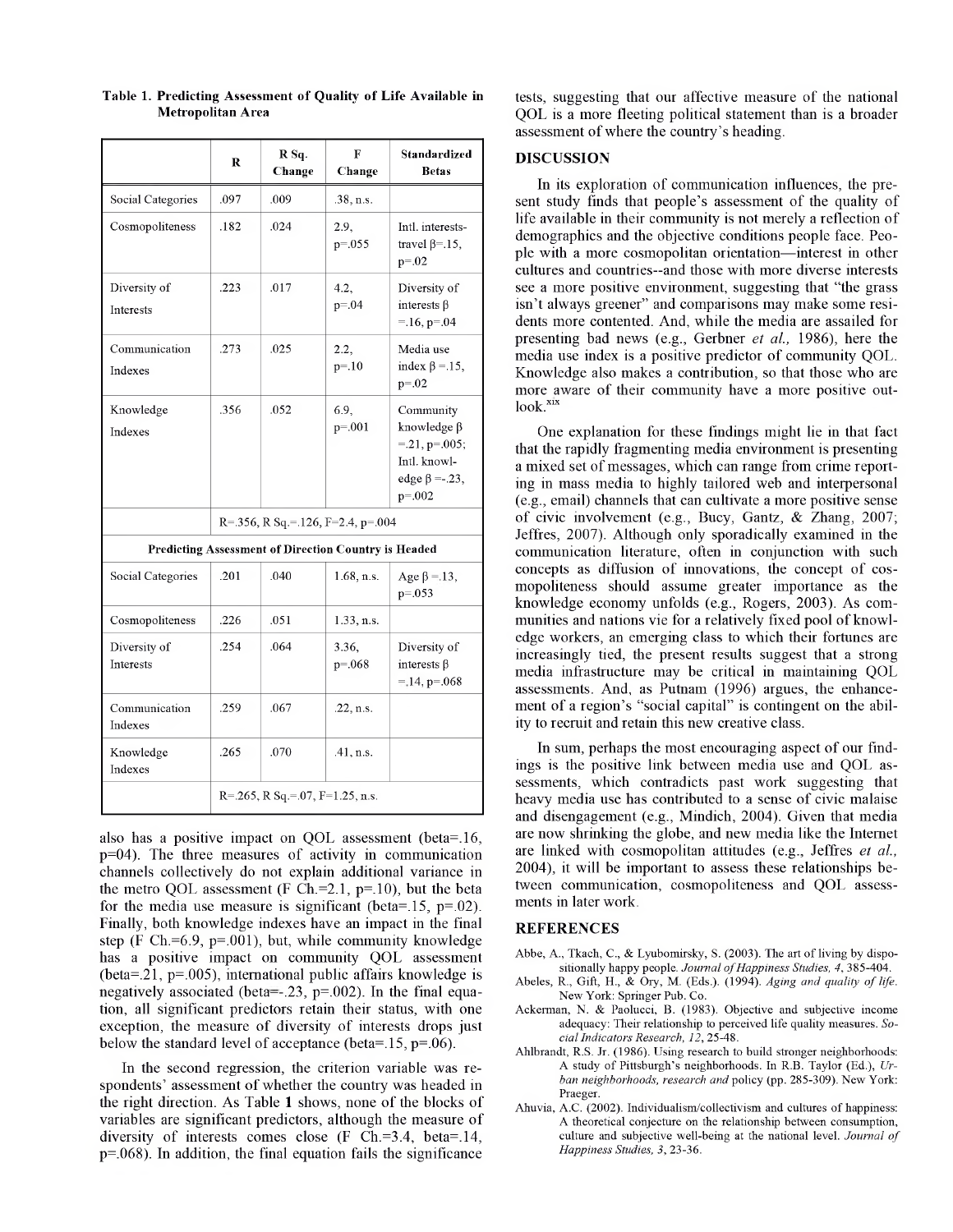**Table 1. Predicting Assessment of Quality of Life Available in Metropolitan Area**

| | R | R Sq. Change | F Change | Standardized Betas |
|---|---|---|---|---|
| Social Categories | .097 | .009 | .38, n.s. | |
| Cosmopoliteness | .182 | .024 | 2.9, p=.055 | Intl. interests-travel β=.15, p=.02 |
| Diversity of Interests | .223 | .017 | 4.2, p=.04 | Diversity of interests β =.16, p=.04 |
| Communication Indexes | .273 | .025 | 2.2, p=.10 | Media use index β =.15, p=.02 |
| Knowledge Indexes | .356 | .052 | 6.9, p=.001 | Community knowledge β =.21, p=.005; Intl. knowledge β =-.23, p=.002 |
| | R=.356, R Sq.=.126, F=2.4, p=.004 | | | |
| **Predicting Assessment of Direction Country is Headed** | | | | |
| Social Categories | .201 | .040 | 1.68, n.s. | Age β =.13, p=.053 |
| Cosmopoliteness | .226 | .051 | 1.33, n.s. | |
| Diversity of Interests | .254 | .064 | 3.36, p=.068 | Diversity of interests β =.14, p=.068 |
| Communication Indexes | .259 | .067 | .22, n.s. | |
| Knowledge Indexes | .265 | .070 | .41, n.s. | |
| | R=.265, R Sq.=.07, F=1.25, n.s. | | | |

also has a positive impact on QOL assessment (beta=.16, p=04). The three measures of activity in communication channels collectively do not explain additional variance in the metro QOL assessment (F Ch.=2.1, p=.10), but the beta for the media use measure is significant (beta=.15, p=.02). Finally, both knowledge indexes have an impact in the final step (F Ch.=6.9, p=.001), but, while community knowledge has a positive impact on community QOL assessment (beta=.21, p=.005), international public affairs knowledge is negatively associated (beta=-.23, p=.002). In the final equation, all significant predictors retain their status, with one exception, the measure of diversity of interests drops just below the standard level of acceptance (beta=.15, p=.06).

In the second regression, the criterion variable was respondents' assessment of whether the country was headed in the right direction. As Table **1** shows, none of the blocks of variables are significant predictors, although the measure of diversity of interests comes close (F Ch.=3.4, beta=.14, p=.068). In addition, the final equation fails the significance tests, suggesting that our affective measure of the national QOL is a more fleeting political statement than is a broader assessment of where the country's heading.

## DISCUSSION

In its exploration of communication influences, the present study finds that people's assessment of the quality of life available in their community is not merely a reflection of demographics and the objective conditions people face. People with a more cosmopolitan orientation—interest in other cultures and countries--and those with more diverse interests see a more positive environment, suggesting that "the grass isn't always greener" and comparisons may make some residents more contented. And, while the media are assailed for presenting bad news (e.g., Gerbner *et al.,* 1986), here the media use index is a positive predictor of community QOL. Knowledge also makes a contribution, so that those who are more aware of their community have a more positive outlook.[xix]

One explanation for these findings might lie in that fact that the rapidly fragmenting media environment is presenting a mixed set of messages, which can range from crime reporting in mass media to highly tailored web and interpersonal (e.g., email) channels that can cultivate a more positive sense of civic involvement (e.g., Bucy, Gantz, & Zhang, 2007; Jeffres, 2007). Although only sporadically examined in the communication literature, often in conjunction with such concepts as diffusion of innovations, the concept of cosmopoliteness should assume greater importance as the knowledge economy unfolds (e.g., Rogers, 2003). As communities and nations vie for a relatively fixed pool of knowledge workers, an emerging class to which their fortunes are increasingly tied, the present results suggest that a strong media infrastructure may be critical in maintaining QOL assessments. And, as Putnam (1996) argues, the enhancement of a region's "social capital" is contingent on the ability to recruit and retain this new creative class.

In sum, perhaps the most encouraging aspect of our findings is the positive link between media use and QOL assessments, which contradicts past work suggesting that heavy media use has contributed to a sense of civic malaise and disengagement (e.g., Mindich, 2004). Given that media are now shrinking the globe, and new media like the Internet are linked with cosmopolitan attitudes (e.g., Jeffres *et al.,* 2004), it will be important to assess these relationships between communication, cosmopoliteness and QOL assessments in later work.

## REFERENCES

Abbe, A., Tkach, C., & Lyubomirsky, S. (2003). The art of living by dispositionally happy people. *Journal of Happiness Studies, 4*, 385-404.

Abeles, R., Gift, H., & Ory, M. (Eds.). (1994). *Aging and quality of life.* New York: Springer Pub. Co.

Ackerman, N. & Paolucci, B. (1983). Objective and subjective income adequacy: Their relationship to perceived life quality measures. *Social Indicators Research, 12*, 25-48.

Ahlbrandt, R.S. Jr. (1986). Using research to build stronger neighborhoods: A study of Pittsburgh's neighborhoods. In R.B. Taylor (Ed.), *Urban neighborhoods, research and* policy (pp. 285-309). New York: Praeger.

Ahuvia, A.C. (2002). Individualism/collectivism and cultures of happiness: A theoretical conjecture on the relationship between consumption, culture and subjective well-being at the national level. *Journal of Happiness Studies, 3*, 23-36.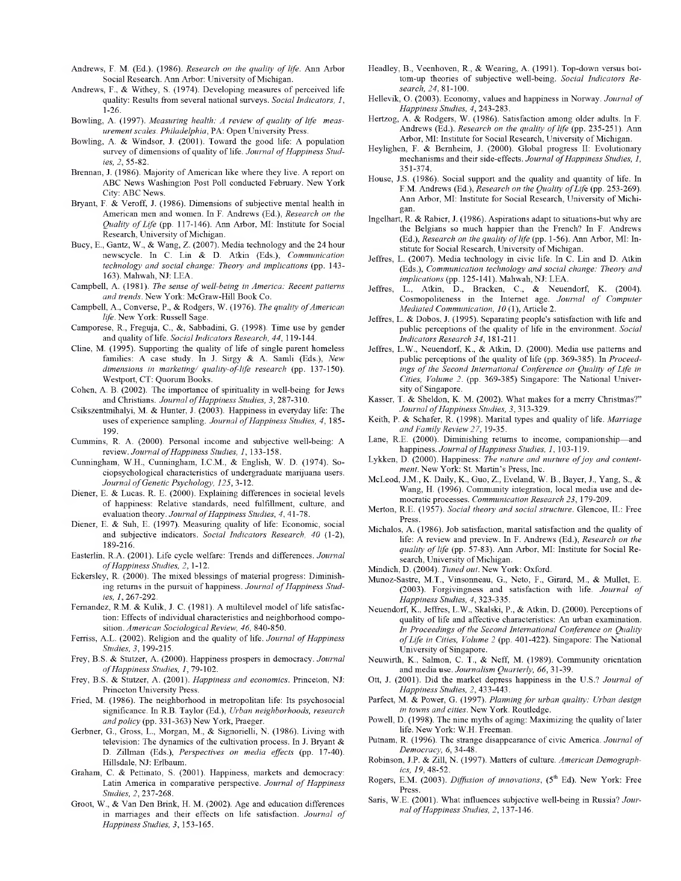Andrews, F. M. (Ed.). (1986). *Research on the quality of life*. Ann Arbor Social Research. Ann Arbor: University of Michigan.

Andrews, F., & Withey, S. (1974). Developing measures of perceived life quality: Results from several national surveys. *Social Indicators, 1*, 1-26.

Bowling, A. (1997). *Measuring health: A review of quality of life measurement scales. Philadelphia*, PA: Open University Press.

Bowling, A. & Windsor, J. (2001). Toward the good life: A population survey of dimensions of quality of life. *Journal of Happiness Studies, 2*, 55-82.

Brennan, J. (1986). Majority of American like where they live. A report on ABC News Washington Post Poll conducted February. New York City: ABC News.

Bryant, F. & Veroff, J. (1986). Dimensions of subjective mental health in American men and women. In F. Andrews (Ed.), *Research on the Quality of Life* (pp. 117-146). Ann Arbor, MI: Institute for Social Research, University of Michigan.

Bucy, E., Gantz, W., & Wang, Z. (2007). Media technology and the 24 hour newscycle. In C. Lin & D. Atkin (Eds.), *Communication technology and social change: Theory and implications* (pp. 143-163). Mahwah, NJ: LEA.

Campbell, A. (1981). *The sense of well-being in America: Recent patterns and trends*. New York: McGraw-Hill Book Co.

Campbell, A., Converse, P., & Rodgers, W. (1976). *The quality of American life*. New York: Russell Sage.

Camporese, R., Freguja, C., &, Sabbadini, G. (1998). Time use by gender and quality of life. *Social Indicators Research, 44*, 119-144.

Cline, M. (1995). Supporting the quality of life of single parent homeless families: A case study. In J. Sirgy & A. Samli (Eds.), *New dimensions in marketing/ quality-of-life research* (pp. 137-150). Westport, CT: Quorum Books.

Cohen, A. B. (2002). The importance of spirituality in well-being for Jews and Christians. *Journal of Happiness Studies, 3*, 287-310.

Csikszentmihalyi, M. & Hunter, J. (2003). Happiness in everyday life: The uses of experience sampling. *Journal of Happiness Studies, 4*, 185-199.

Cummins, R. A. (2000). Personal income and subjective well-being: A review. *Journal of Happiness Studies, 1*, 133-158.

Cunningham, W.H., Cunningham, I.C.M., & English, W. D. (1974). Sociopsychological characteristics of undergraduate marijuana users. *Journal of Genetic Psychology, 125*, 3-12.

Diener, E. & Lucas. R. E. (2000). Explaining differences in societal levels of happiness: Relative standards, need fulfillment, culture, and evaluation theory. *Journal of Happiness Studies, 4*, 41-78.

Diener, E. & Suh, E. (1997). Measuring quality of life: Economic, social and subjective indicators. *Social Indicators Research, 40* (1-2), 189-216.

Easterlin, R.A. (2001). Life cycle welfare: Trends and differences. *Journal of Happiness Studies, 2*, 1-12.

Eckersley, R. (2000). The mixed blessings of material progress: Diminishing returns in the pursuit of happiness. *Journal of Happiness Studies, 1*, 267-292.

Fernandez, R.M. & Kulik, J. C. (1981). A multilevel model of life satisfaction: Effects of individual characteristics and neighborhood composition. *American Sociological Review, 46*, 840-850.

Ferriss, A.L. (2002). Religion and the quality of life. *Journal of Happiness Studies, 3*, 199-215.

Frey, B.S. & Stutzer, A. (2000). Happiness prospers in democracy. *Journal of Happiness Studies, 1*, 79-102.

Frey, B.S. & Stutzer, A. (2001). *Happiness and economics*. Princeton, NJ: Princeton University Press.

Fried, M. (1986). The neighborhood in metropolitan life: Its psychosocial significance. In R.B. Taylor (Ed.), *Urban neighborhoods, research and policy* (pp. 331-363) New York, Praeger.

Gerbner, G., Gross, L., Morgan, M., & Signorielli, N. (1986). Living with television: The dynamics of the cultivation process. In J. Bryant & D. Zillman (Eds.), *Perspectives on media effects* (pp. 17-40). Hillsdale, NJ: Erlbaum.

Graham, C. & Pettinato, S. (2001). Happiness, markets and democracy: Latin America in comparative perspective. *Journal of Happiness Studies, 2*, 237-268.

Groot, W., & Van Den Brink, H. M. (2002). Age and education differences in marriages and their effects on life satisfaction. *Journal of Happiness Studies, 3*, 153-165.

Headley, B., Veenhoven, R., & Wearing, A. (1991). Top-down versus bottom-up theories of subjective well-being. *Social Indicators Research, 24*, 81-100.

Hellevik, O. (2003). Economy, values and happiness in Norway. *Journal of Happiness Studies, 4*, 243-283.

Hertzog, A. & Rodgers, W. (1986). Satisfaction among older adults. In F. Andrews (Ed.). *Research on the quality of life* (pp. 235-251). Ann Arbor, MI: Institute for Social Research, University of Michigan.

Heylighen, F. & Bernheim, J. (2000). Global progress II: Evolutionary mechanisms and their side-effects. *Journal of Happiness Studies, 1*, 351-374.

House, J.S. (1986). Social support and the quality and quantity of life. In F.M. Andrews (Ed.), *Research on the Quality of Life* (pp. 253-269). Ann Arbor, MI: Institute for Social Research, University of Michigan.

Ingelhart, R. & Rabier, J. (1986). Aspirations adapt to situations-but why are the Belgians so much happier than the French? In F. Andrews (Ed.), *Research on the quality of life* (pp. 1-56). Ann Arbor, MI: Institute for Social Research, University of Michigan.

Jeffres, L. (2007). Media technology in civic life. In C. Lin and D. Atkin (Eds.), *Communication technology and social change: Theory and implications* (pp. 125-141). Mahwah, NJ: LEA.

Jeffres, L., Atkin, D., Bracken, C., & Neuendorf, K. (2004). Cosmopoliteness in the Internet age. *Journal of Computer Mediated Communication, 10* (1), Article 2.

Jeffres, L. & Dobos, J. (1995). Separating people's satisfaction with life and public perceptions of the quality of life in the environment. *Social Indicators Research 34*, 181-211.

Jeffres, L.W., Neuendorf, K., & Atkin, D. (2000). Media use patterns and public perceptions of the quality of life (pp. 369-385). In *Proceedings of the Second International Conference on Quality of Life in Cities, Volume 2*. (pp. 369-385) Singapore: The National University of Singapore.

Kasser, T. & Sheldon, K. M. (2002). What makes for a merry Christmas?" *Journal of Happiness Studies, 3*, 313-329.

Keith, P. & Schafer, R. (1998). Marital types and quality of life. *Marriage and Family Review 27*, 19-35.

Lane, R.E. (2000). Diminishing returns to income, companionship—and happiness. *Journal of Happiness Studies, 1*, 103-119.

Lykken, D. (2000). Happiness: *The nature and nurture of joy and contentment*. New York: St. Martin's Press, Inc.

McLeod, J.M., K. Daily, K., Guo, Z., Eveland, W. B., Bayer, J., Yang, S., & Wang, H. (1996). Community integration, local media use and democratic processes. *Communication Research 23*, 179-209.

Merton, R.E. (1957). *Social theory and social structure*. Glencoe, IL: Free Press.

Michalos, A. (1986). Job satisfaction, marital satisfaction and the quality of life: A review and preview. In F. Andrews (Ed.), *Research on the quality of life* (pp. 57-83). Ann Arbor, MI: Institute for Social Research, University of Michigan.

Mindich, D. (2004). *Tuned out*. New York: Oxford.

Munoz-Sastre, M.T., Vinsonneau, G., Neto, F., Girard, M., & Mullet, E. (2003). Forgivingness and satisfaction with life. *Journal of Happiness Studies, 4*, 323-335.

Neuendorf, K., Jeffres, L.W., Skalski, P., & Atkin, D. (2000). Perceptions of quality of life and affective characteristics: An urban examination. *In Proceedings of the Second International Conference on Quality of Life in Cities, Volume 2* (pp. 401-422). Singapore: The National University of Singapore.

Neuwirth, K., Salmon, C. T., & Neff, M. (1989). Community orientation and media use. *Journalism Quarterly, 66*, 31-39.

Ott, J. (2001). Did the market depress happiness in the U.S.? *Journal of Happiness Studies, 2*, 433-443.

Parfect, M. & Power, G. (1997). *Planning for urban quality: Urban design in towns and cities*. New York. Routledge.

Powell, D. (1998). The nine myths of aging: Maximizing the quality of later life. New York: W.H. Freeman.

Putnam, R. (1996). The strange disappearance of civic America. *Journal of Democracy, 6*, 34-48.

Robinson, J.P. & Zill, N. (1997). Matters of culture. *American Demographics, 19*, 48-52.

Rogers, E.M. (2003). *Diffusion of innovations*, (5th Ed). New York: Free Press.

Saris, W.E. (2001). What influences subjective well-being in Russia? *Journal of Happiness Studies, 2*, 137-146.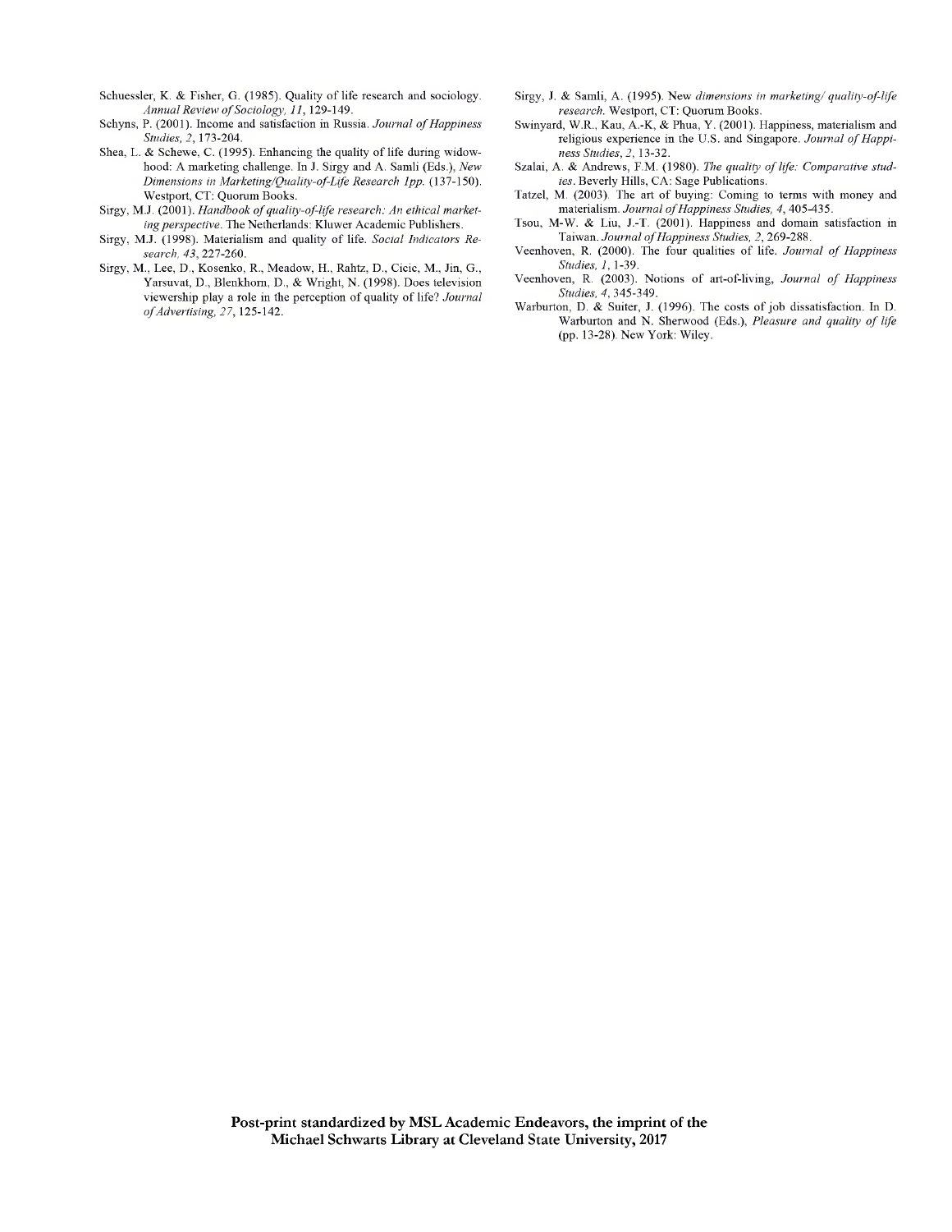Schuessler, K. & Fisher, G. (1985). Quality of life research and sociology. *Annual Review of Sociology, 11*, 129-149.

Schyns, P. (2001). Income and satisfaction in Russia. *Journal of Happiness Studies, 2*, 173-204.

Shea, L. & Schewe, C. (1995). Enhancing the quality of life during widowhood: A marketing challenge. In J. Sirgy and A. Samli (Eds.), *New Dimensions in Marketing/Quality-of-Life Research 1pp.* (137-150). Westport, CT: Quorum Books.

Sirgy, M.J. (2001). *Handbook of quality-of-life research: An ethical marketing perspective*. The Netherlands: Kluwer Academic Publishers.

Sirgy, M.J. (1998). Materialism and quality of life. *Social Indicators Research, 43*, 227-260.

Sirgy, M., Lee, D., Kosenko, R., Meadow, H., Rahtz, D., Cicic, M., Jin, G., Yarsuvat, D., Blenkhorn, D., & Wright, N. (1998). Does television viewership play a role in the perception of quality of life? *Journal of Advertising, 27*, 125-142.

Sirgy, J. & Samli, A. (1995). New *dimensions in marketing/ quality-of-life research*. Westport, CT: Quorum Books.

Swinyard, W.R., Kau, A.-K, & Phua, Y. (2001). Happiness, materialism and religious experience in the U.S. and Singapore. *Journal of Happiness Studies, 2*, 13-32.

Szalai, A. & Andrews, F.M. (1980). *The quality of life: Comparative studies*. Beverly Hills, CA: Sage Publications.

Tatzel, M. (2003). The art of buying: Coming to terms with money and materialism. *Journal of Happiness Studies, 4*, 405-435.

Tsou, M-W. & Liu, J.-T. (2001). Happiness and domain satisfaction in Taiwan. *Journal of Happiness Studies, 2*, 269-288.

Veenhoven, R. (2000). The four qualities of life. *Journal of Happiness Studies, 1*, 1-39.

Veenhoven, R. (2003). Notions of art-of-living, *Journal of Happiness Studies, 4*, 345-349.

Warburton, D. & Suiter, J. (1996). The costs of job dissatisfaction. In D. Warburton and N. Sherwood (Eds.), *Pleasure and quality of life* (pp. 13-28). New York: Wiley.

**Post-print standardized by MSL Academic Endeavors, the imprint of the Michael Schwarts Library at Cleveland State University, 2017**